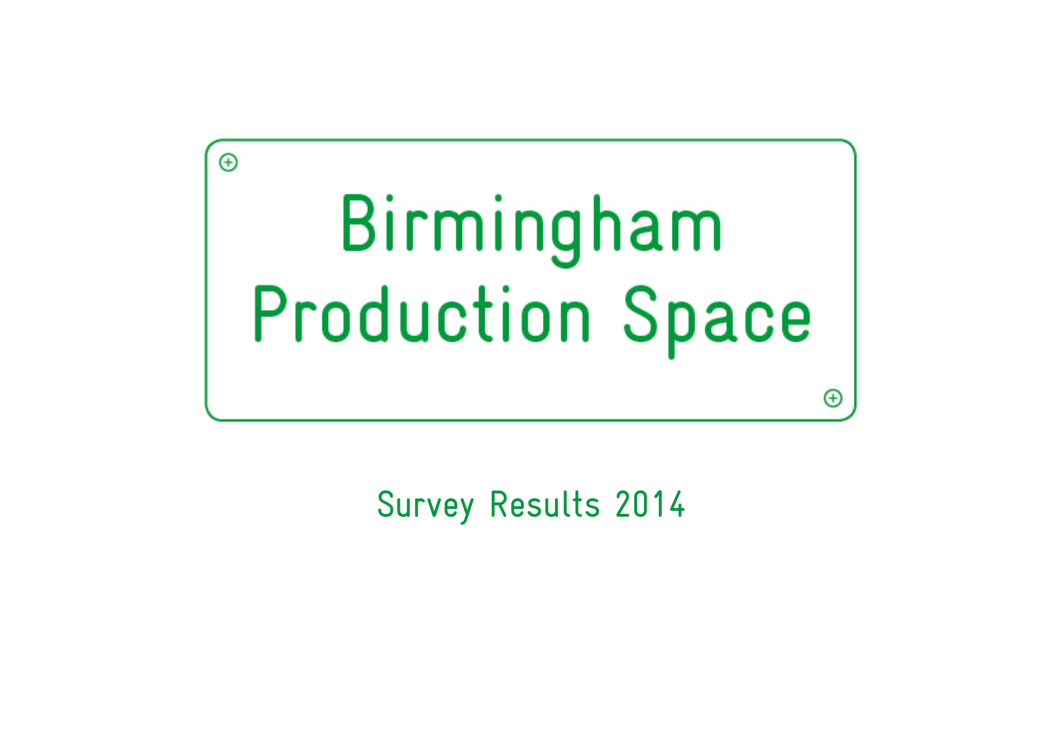# Birmingham Production Space

Survey Results 2014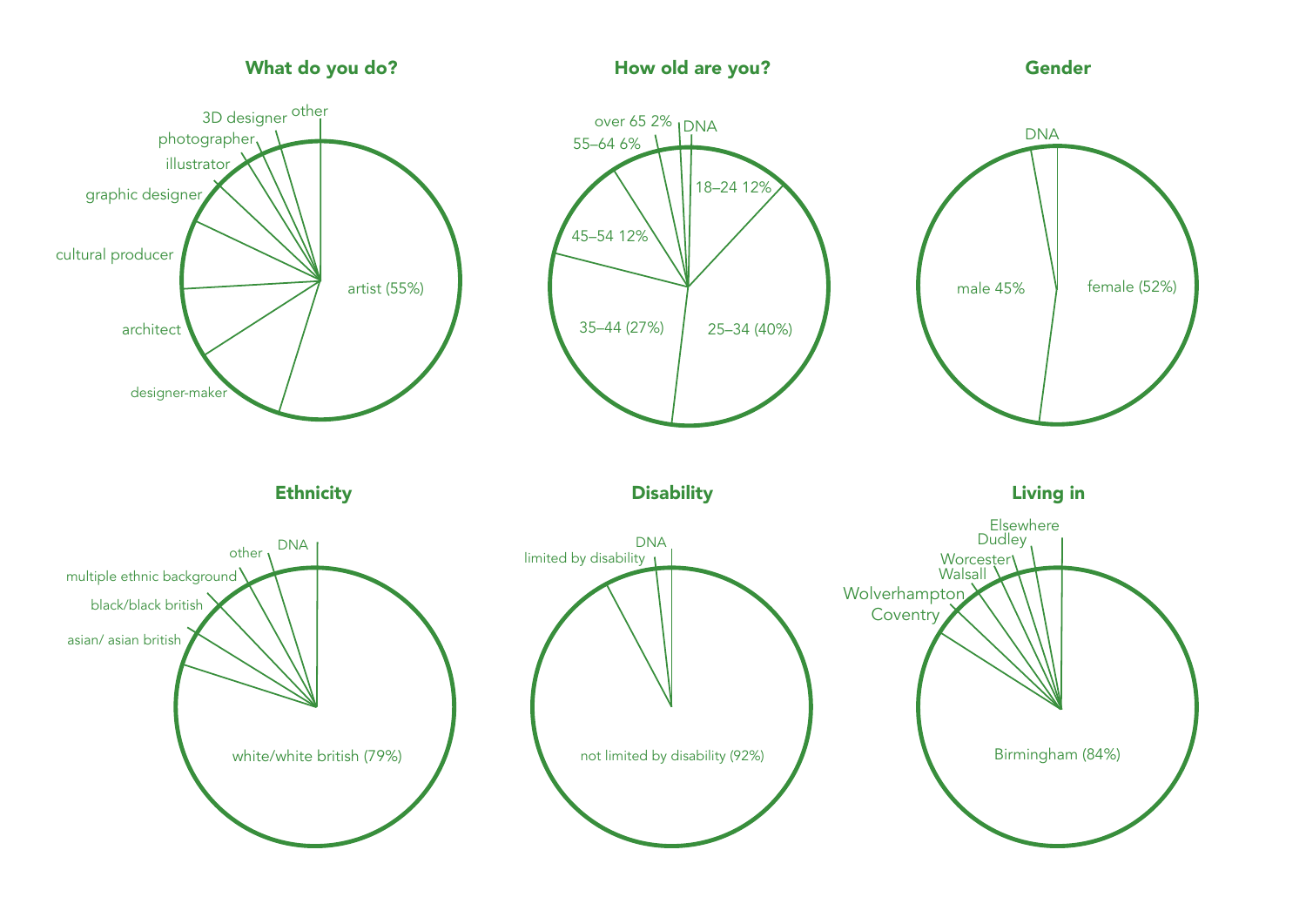## What do you do?

artist (55%)
designer-maker
architect
cultural producer
graphic designer
illustrator
photographer
3D designer
other

## How old are you?

18–24 12%
25–34 (40%)
35–44 (27%)
45–54 12%
55–64 6%
over 65 2%
DNA

## Gender

female (52%)
male 45%
DNA

## Ethnicity

white/white british (79%)
asian/ asian british
black/black british
multiple ethnic background
other
DNA

## Disability

not limited by disability (92%)
limited by disability
DNA

## Living in

Birmingham (84%)
Coventry
Wolverhampton
Walsall
Worcester
Dudley
Elsewhere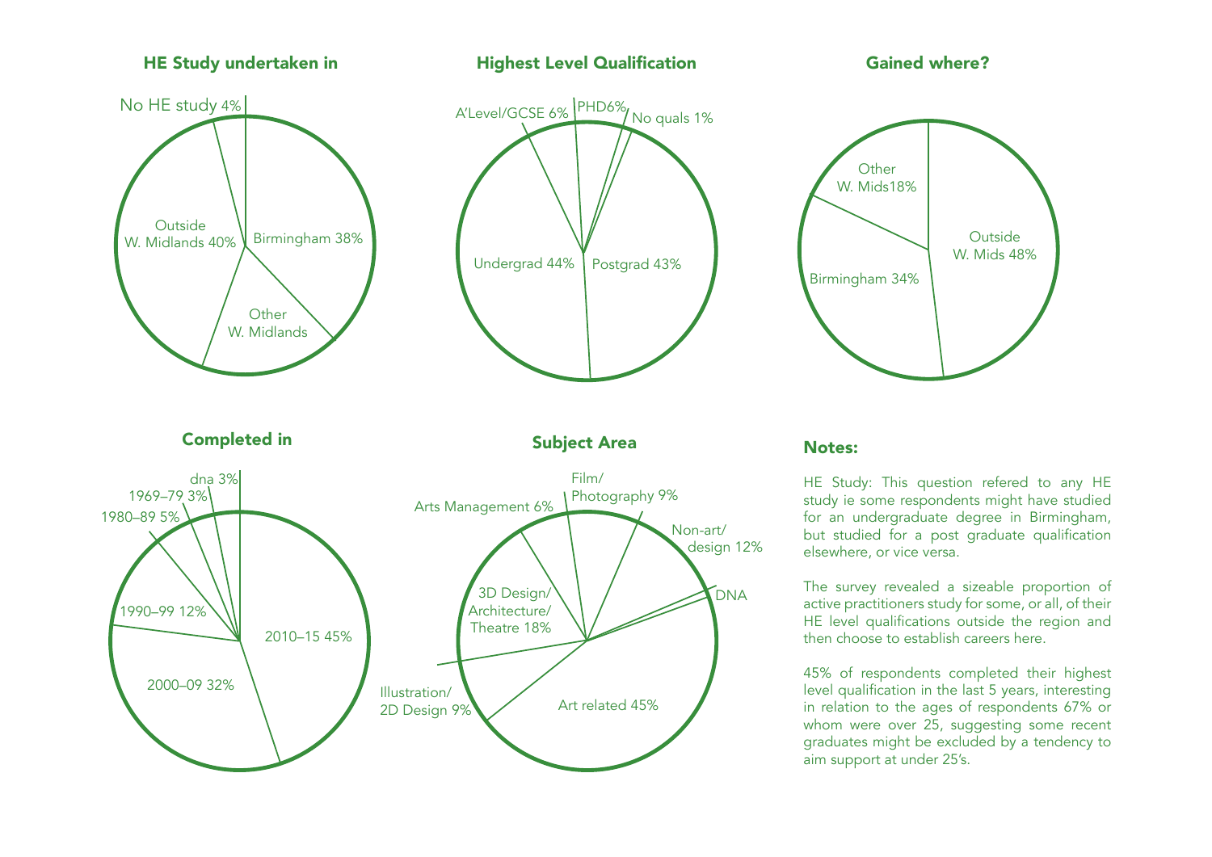## HE Study undertaken in

No HE study 4%

Outside W. Midlands 40%

Birmingham 38%

Other W. Midlands

## Highest Level Qualification

A'Level/GCSE 6%

PHD6%

No quals 1%

Undergrad 44%

Postgrad 43%

## Gained where?

Other W. Mids18%

Outside W. Mids 48%

Birmingham 34%

## Completed in

dna 3%

1969–79 3%

1980–89 5%

1990–99 12%

2000–09 32%

2010–15 45%

## Subject Area

Arts Management 6%

Film/ Photography 9%

Non-art/ design 12%

DNA

3D Design/ Architecture/ Theatre 18%

Illustration/ 2D Design 9%

Art related 45%

## Notes:

HE Study: This question refered to any HE study ie some respondents might have studied for an undergraduate degree in Birmingham, but studied for a post graduate qualification elsewhere, or vice versa.

The survey revealed a sizeable proportion of active practitioners study for some, or all, of their HE level qualifications outside the region and then choose to establish careers here.

45% of respondents completed their highest level qualification in the last 5 years, interesting in relation to the ages of respondents 67% or whom were over 25, suggesting some recent graduates might be excluded by a tendency to aim support at under 25's.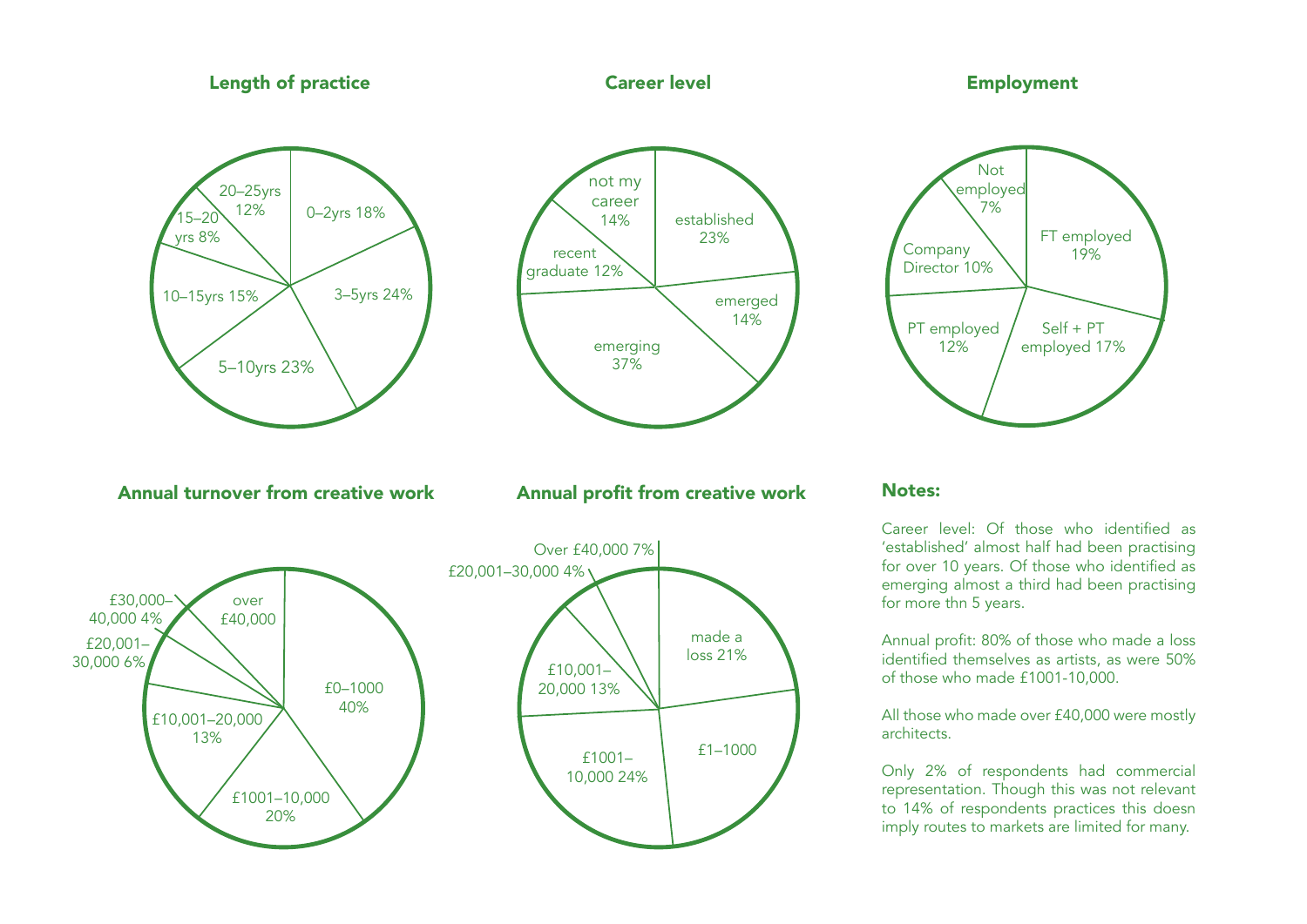### Length of practice

- 0–2yrs 18%
- 3–5yrs 24%
- 5–10yrs 23%
- 10–15yrs 15%
- 15–20 yrs 8%
- 20–25yrs 12%

### Career level

- established 23%
- emerged 14%
- emerging 37%
- recent graduate 12%
- not my career 14%

### Employment

- FT employed 19%
- Self + PT employed 17%
- PT employed 12%
- Company Director 10%
- Not employed 7%

### Annual turnover from creative work

- £0–1000 40%
- £1001–10,000 20%
- £10,001–20,000 13%
- £20,001–30,000 6%
- £30,000–40,000 4%
- over £40,000

### Annual profit from creative work

- made a loss 21%
- £1–1000
- £1001–10,000 24%
- £10,001–20,000 13%
- £20,001–30,000 4%
- Over £40,000 7%

### Notes:

Career level: Of those who identified as 'established' almost half had been practising for over 10 years. Of those who identified as emerging almost a third had been practising for more thn 5 years.

Annual profit: 80% of those who made a loss identified themselves as artists, as were 50% of those who made £1001-10,000.

All those who made over £40,000 were mostly architects.

Only 2% of respondents had commercial representation. Though this was not relevant to 14% of respondents practices this doesn imply routes to markets are limited for many.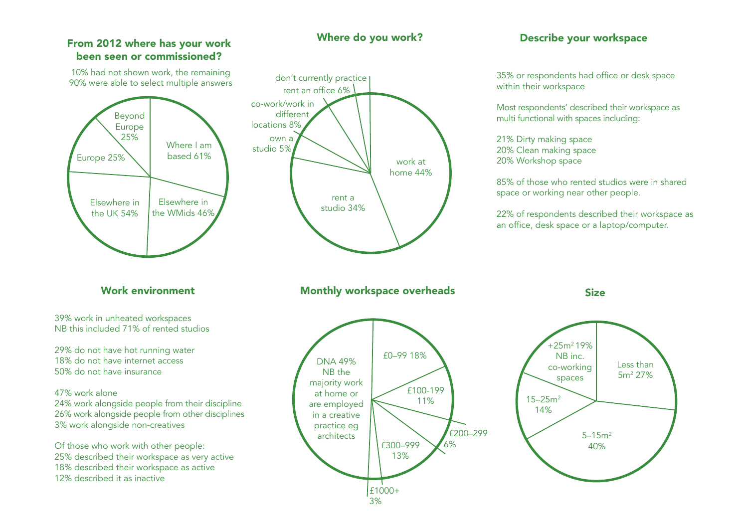## From 2012 where has your work been seen or commissioned?

10% had not shown work, the remaining 90% were able to select multiple answers

- Where I am based 61%
- Elsewhere in the WMids 46%
- Elsewhere in the UK 54%
- Europe 25%
- Beyond Europe 25%

## Where do you work?

- work at home 44%
- rent a studio 34%
- own a studio 5%
- co-work/work in different locations 8%
- rent an office 6%
- don't currently practice

## Describe your workspace

35% or respondents had office or desk space within their workspace

Most respondents' described their workspace as multi functional with spaces including:

21% Dirty making space
20% Clean making space
20% Workshop space

85% of those who rented studios were in shared space or working near other people.

22% of respondents described their workspace as an office, desk space or a laptop/computer.

## Work environment

39% work in unheated workspaces
NB this included 71% of rented studios

29% do not have hot running water
18% do not have internet access
50% do not have insurance

47% work alone
24% work alongside people from their discipline
26% work alongside people from other disciplines
3% work alongside non-creatives

Of those who work with other people:
25% described their workspace as very active
18% described their workspace as active
12% described it as inactive

## Monthly workspace overheads

- DNA 49% NB the majority work at home or are employed in a creative practice eg architects
- £0–99 18%
- £100-199 11%
- £200–299 6%
- £300–999 13%
- £1000+ 3%

## Size

- Less than $5m^2$ 27%
- $5–15m^2$ 40%
- $15–25m^2$ 14%
- $+25m^2$ 19% NB inc. co-working spaces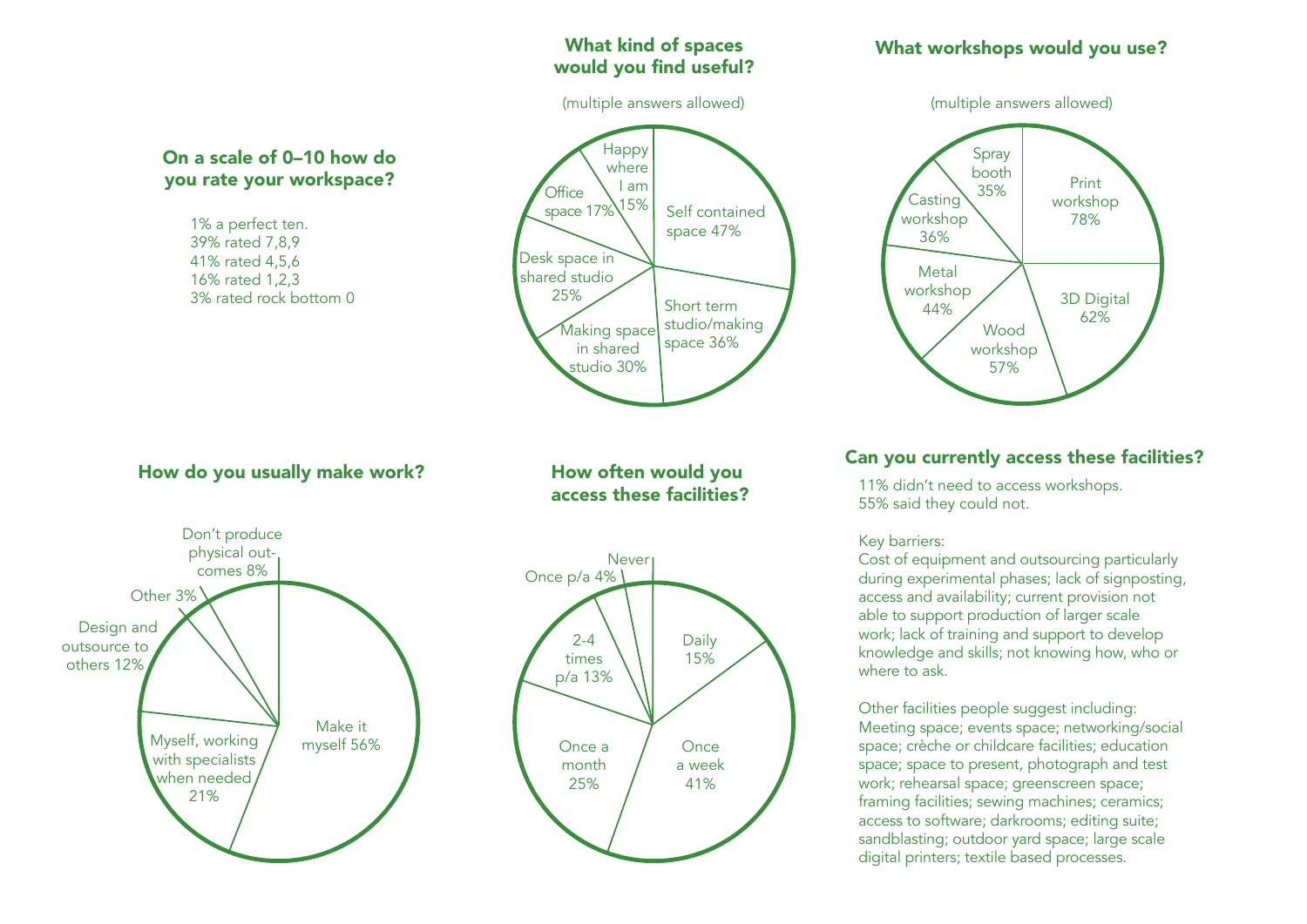## On a scale of 0–10 how do you rate your workspace?

1% a perfect ten.
39% rated 7,8,9
41% rated 4,5,6
16% rated 1,2,3
3% rated rock bottom 0

## What kind of spaces would you find useful?

(multiple answers allowed)

- Self contained space 47%
- Short term studio/making space 36%
- Making space in shared studio 30%
- Desk space in shared studio 25%
- Office space 17%
- Happy where I am 15%

## What workshops would you use?

(multiple answers allowed)

- Print workshop 78%
- 3D Digital 62%
- Wood workshop 57%
- Metal workshop 44%
- Casting workshop 36%
- Spray booth 35%

## How do you usually make work?

- Make it myself 56%
- Myself, working with specialists when needed 21%
- Design and outsource to others 12%
- Other 3%
- Don't produce physical out-comes 8%

## How often would you access these facilities?

- Daily 15%
- Once a week 41%
- Once a month 25%
- 2-4 times p/a 13%
- Once p/a 4%
- Never

## Can you currently access these facilities?

11% didn't need to access workshops.
55% said they could not.

Key barriers:
Cost of equipment and outsourcing particularly during experimental phases; lack of signposting, access and availability; current provision not able to support production of larger scale work; lack of training and support to develop knowledge and skills; not knowing how, who or where to ask.

Other facilities people suggest including:
Meeting space; events space; networking/social space; crèche or childcare facilities; education space; space to present, photograph and test work; rehearsal space; greenscreen space; framing facilities; sewing machines; ceramics; access to software; darkrooms; editing suite; sandblasting; outdoor yard space; large scale digital printers; textile based processes.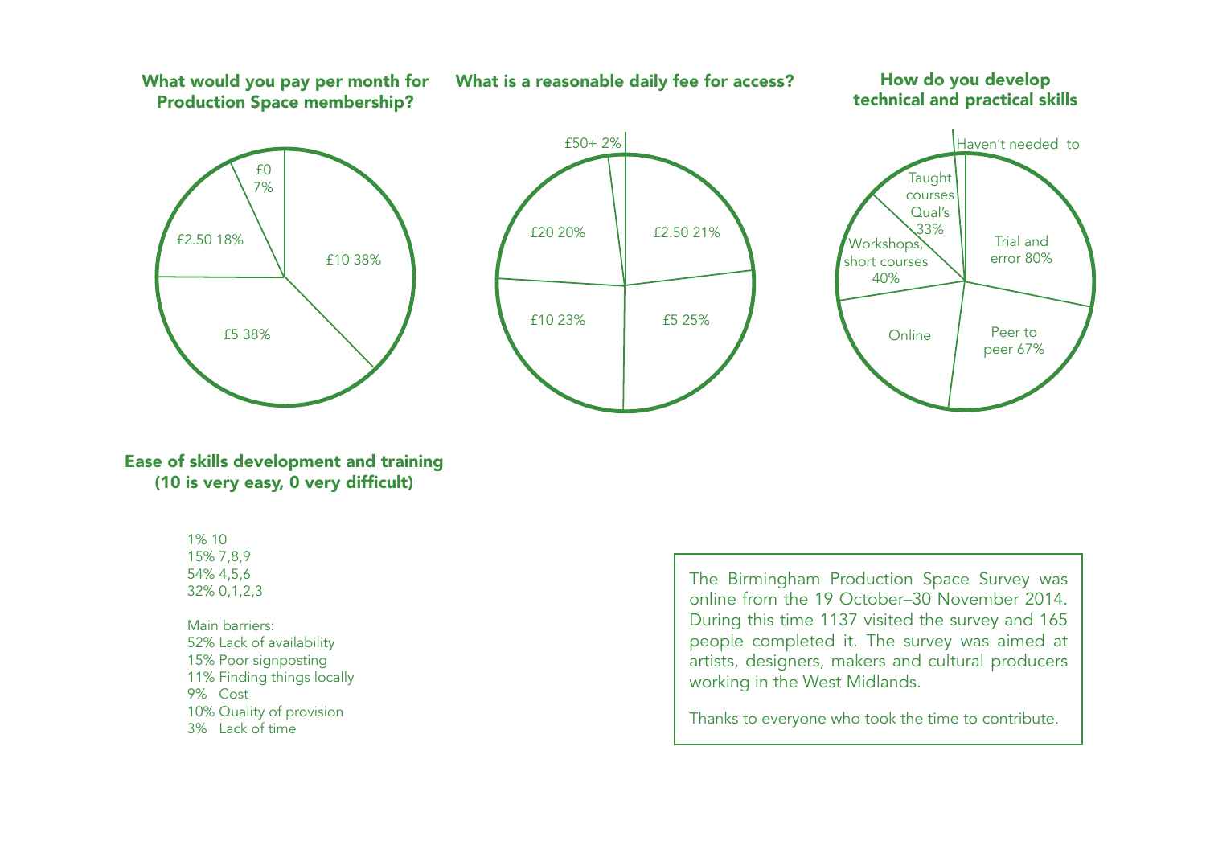### What would you pay per month for Production Space membership?

- £10 38%
- £5 38%
- £2.50 18%
- £0 7%

### What is a reasonable daily fee for access?

- £2.50 21%
- £5 25%
- £10 23%
- £20 20%
- £50+ 2%

### How do you develop technical and practical skills

- Trial and error 80%
- Peer to peer 67%
- Online
- Workshops, short courses 40%
- Taught courses Qual's 33%
- Haven't needed to

### Ease of skills development and training (10 is very easy, 0 very difficult)

1% 10
15% 7,8,9
54% 4,5,6
32% 0,1,2,3

Main barriers:
52% Lack of availability
15% Poor signposting
11% Finding things locally
9% Cost
10% Quality of provision
3% Lack of time

The Birmingham Production Space Survey was online from the 19 October–30 November 2014. During this time 1137 visited the survey and 165 people completed it. The survey was aimed at artists, designers, makers and cultural producers working in the West Midlands.

Thanks to everyone who took the time to contribute.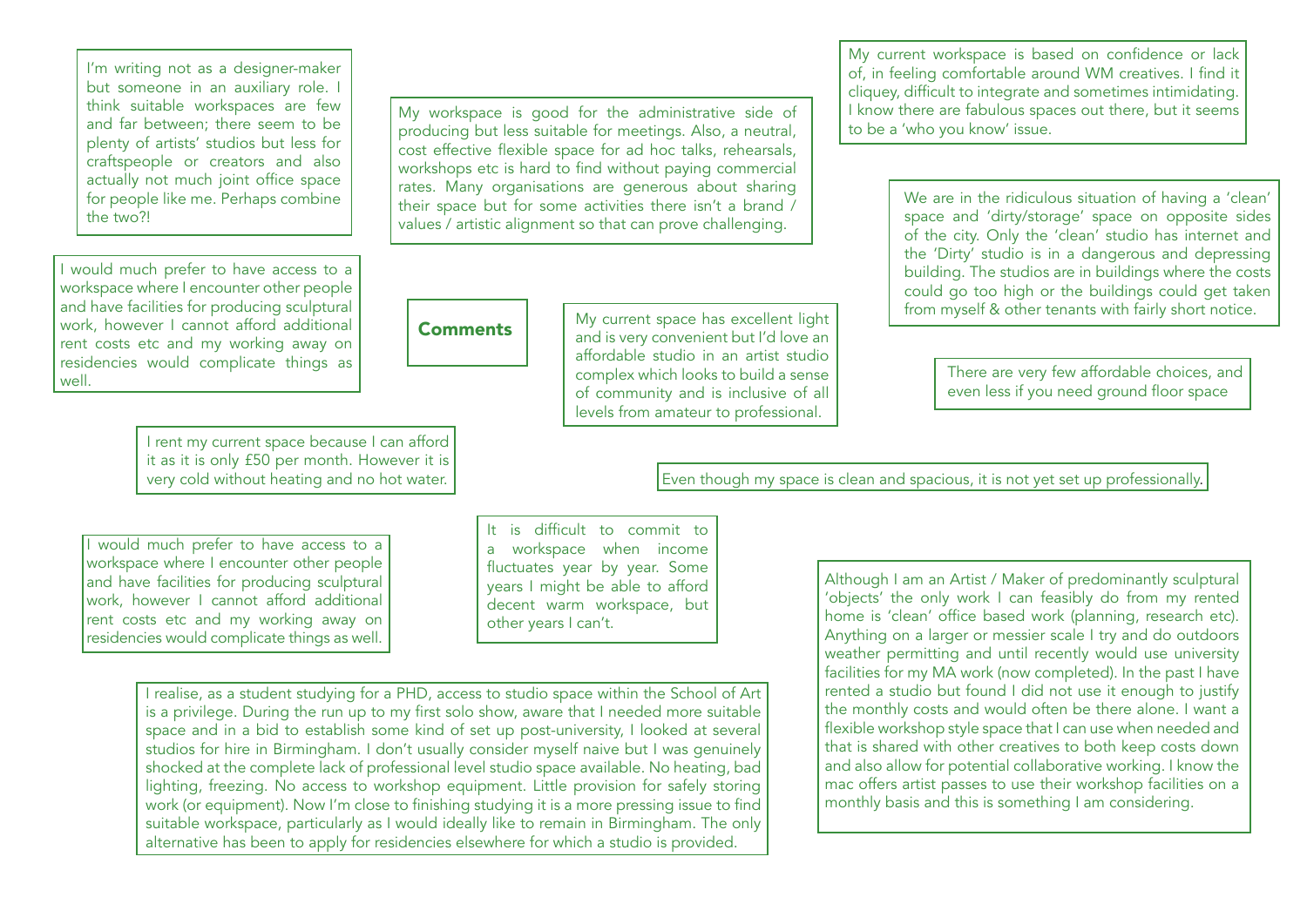## Comments

I'm writing not as a designer-maker but someone in an auxiliary role. I think suitable workspaces are few and far between; there seem to be plenty of artists' studios but less for craftspeople or creators and also actually not much joint office space for people like me. Perhaps combine the two?!

My workspace is good for the administrative side of producing but less suitable for meetings. Also, a neutral, cost effective flexible space for ad hoc talks, rehearsals, workshops etc is hard to find without paying commercial rates. Many organisations are generous about sharing their space but for some activities there isn't a brand / values / artistic alignment so that can prove challenging.

My current workspace is based on confidence or lack of, in feeling comfortable around WM creatives. I find it cliquey, difficult to integrate and sometimes intimidating. I know there are fabulous spaces out there, but it seems to be a 'who you know' issue.

We are in the ridiculous situation of having a 'clean' space and 'dirty/storage' space on opposite sides of the city. Only the 'clean' studio has internet and the 'Dirty' studio is in a dangerous and depressing building. The studios are in buildings where the costs could go too high or the buildings could get taken from myself & other tenants with fairly short notice.

I would much prefer to have access to a workspace where I encounter other people and have facilities for producing sculptural work, however I cannot afford additional rent costs etc and my working away on residencies would complicate things as well.

My current space has excellent light and is very convenient but I'd love an affordable studio in an artist studio complex which looks to build a sense of community and is inclusive of all levels from amateur to professional.

There are very few affordable choices, and even less if you need ground floor space

I rent my current space because I can afford it as it is only £50 per month. However it is very cold without heating and no hot water.

Even though my space is clean and spacious, it is not yet set up professionally.

I would much prefer to have access to a workspace where I encounter other people and have facilities for producing sculptural work, however I cannot afford additional rent costs etc and my working away on residencies would complicate things as well.

It is difficult to commit to a workspace when income fluctuates year by year. Some years I might be able to afford decent warm workspace, but other years I can't.

Although I am an Artist / Maker of predominantly sculptural 'objects' the only work I can feasibly do from my rented home is 'clean' office based work (planning, research etc). Anything on a larger or messier scale I try and do outdoors weather permitting and until recently would use university facilities for my MA work (now completed). In the past I have rented a studio but found I did not use it enough to justify the monthly costs and would often be there alone. I want a flexible workshop style space that I can use when needed and that is shared with other creatives to both keep costs down and also allow for potential collaborative working. I know the mac offers artist passes to use their workshop facilities on a monthly basis and this is something I am considering.

I realise, as a student studying for a PHD, access to studio space within the School of Art is a privilege. During the run up to my first solo show, aware that I needed more suitable space and in a bid to establish some kind of set up post-university, I looked at several studios for hire in Birmingham. I don't usually consider myself naive but I was genuinely shocked at the complete lack of professional level studio space available. No heating, bad lighting, freezing. No access to workshop equipment. Little provision for safely storing work (or equipment). Now I'm close to finishing studying it is a more pressing issue to find suitable workspace, particularly as I would ideally like to remain in Birmingham. The only alternative has been to apply for residencies elsewhere for which a studio is provided.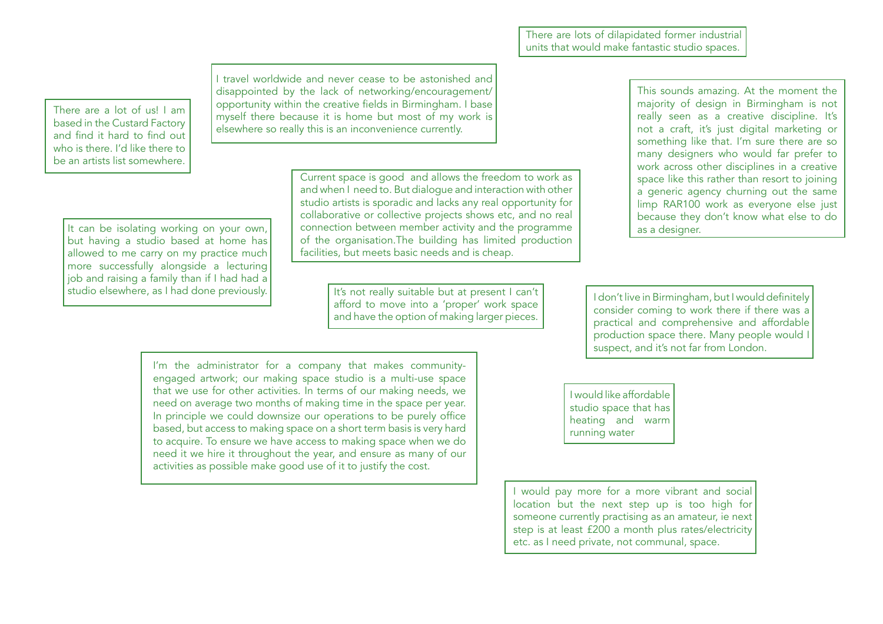There are lots of dilapidated former industrial units that would make fantastic studio spaces.

I travel worldwide and never cease to be astonished and disappointed by the lack of networking/encouragement/ opportunity within the creative fields in Birmingham. I base myself there because it is home but most of my work is elsewhere so really this is an inconvenience currently.

There are a lot of us! I am based in the Custard Factory and find it hard to find out who is there. I'd like there to be an artists list somewhere.

This sounds amazing. At the moment the majority of design in Birmingham is not really seen as a creative discipline. It's not a craft, it's just digital marketing or something like that. I'm sure there are so many designers who would far prefer to work across other disciplines in a creative space like this rather than resort to joining a generic agency churning out the same limp RAR100 work as everyone else just because they don't know what else to do as a designer.

Current space is good and allows the freedom to work as and when I need to. But dialogue and interaction with other studio artists is sporadic and lacks any real opportunity for collaborative or collective projects shows etc, and no real connection between member activity and the programme of the organisation.The building has limited production facilities, but meets basic needs and is cheap.

It can be isolating working on your own, but having a studio based at home has allowed to me carry on my practice much more successfully alongside a lecturing job and raising a family than if I had had a studio elsewhere, as I had done previously.

It's not really suitable but at present I can't afford to move into a 'proper' work space and have the option of making larger pieces.

I don't live in Birmingham, but I would definitely consider coming to work there if there was a practical and comprehensive and affordable production space there. Many people would I suspect, and it's not far from London.

I'm the administrator for a company that makes community-engaged artwork; our making space studio is a multi-use space that we use for other activities. In terms of our making needs, we need on average two months of making time in the space per year. In principle we could downsize our operations to be purely office based, but access to making space on a short term basis is very hard to acquire. To ensure we have access to making space when we do need it we hire it throughout the year, and ensure as many of our activities as possible make good use of it to justify the cost.

I would like affordable studio space that has heating and warm running water

I would pay more for a more vibrant and social location but the next step up is too high for someone currently practising as an amateur, ie next step is at least £200 a month plus rates/electricity etc. as I need private, not communal, space.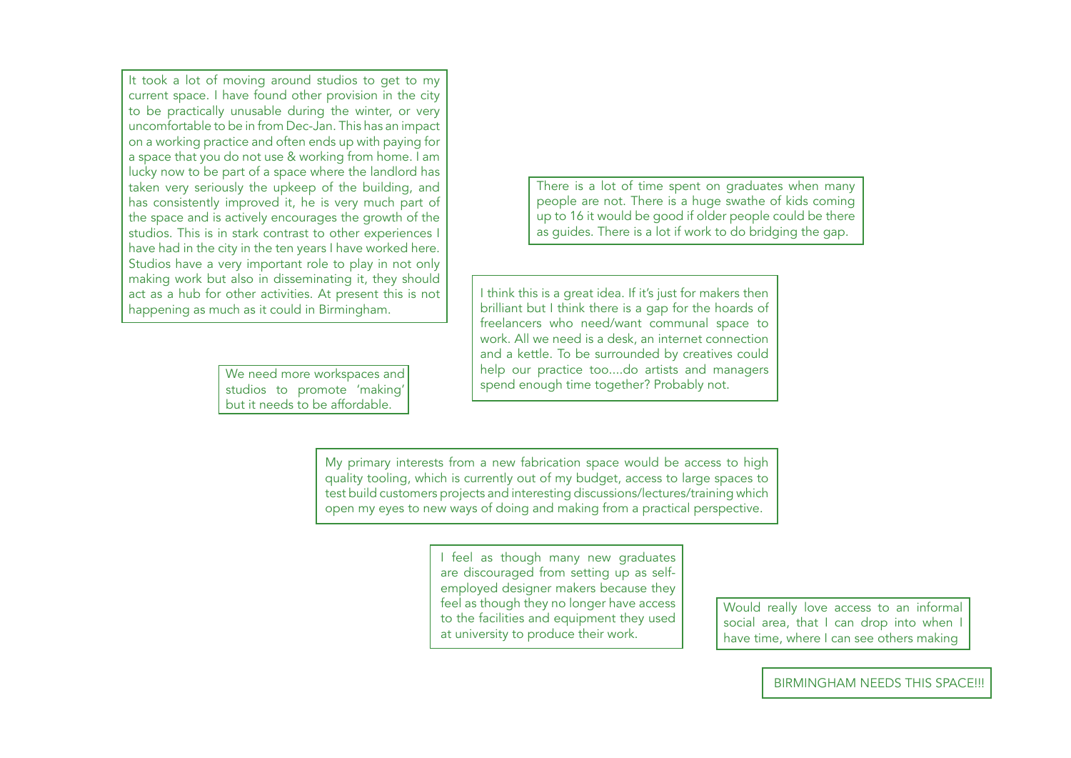It took a lot of moving around studios to get to my current space. I have found other provision in the city to be practically unusable during the winter, or very uncomfortable to be in from Dec-Jan. This has an impact on a working practice and often ends up with paying for a space that you do not use & working from home. I am lucky now to be part of a space where the landlord has taken very seriously the upkeep of the building, and has consistently improved it, he is very much part of the space and is actively encourages the growth of the studios. This is in stark contrast to other experiences I have had in the city in the ten years I have worked here. Studios have a very important role to play in not only making work but also in disseminating it, they should act as a hub for other activities. At present this is not happening as much as it could in Birmingham.

There is a lot of time spent on graduates when many people are not. There is a huge swathe of kids coming up to 16 it would be good if older people could be there as guides. There is a lot if work to do bridging the gap.

I think this is a great idea. If it's just for makers then brilliant but I think there is a gap for the hoards of freelancers who need/want communal space to work. All we need is a desk, an internet connection and a kettle. To be surrounded by creatives could help our practice too....do artists and managers spend enough time together? Probably not.

We need more workspaces and studios to promote 'making' but it needs to be affordable.

My primary interests from a new fabrication space would be access to high quality tooling, which is currently out of my budget, access to large spaces to test build customers projects and interesting discussions/lectures/training which open my eyes to new ways of doing and making from a practical perspective.

I feel as though many new graduates are discouraged from setting up as self-employed designer makers because they feel as though they no longer have access to the facilities and equipment they used at university to produce their work.

Would really love access to an informal social area, that I can drop into when I have time, where I can see others making

BIRMINGHAM NEEDS THIS SPACE!!!